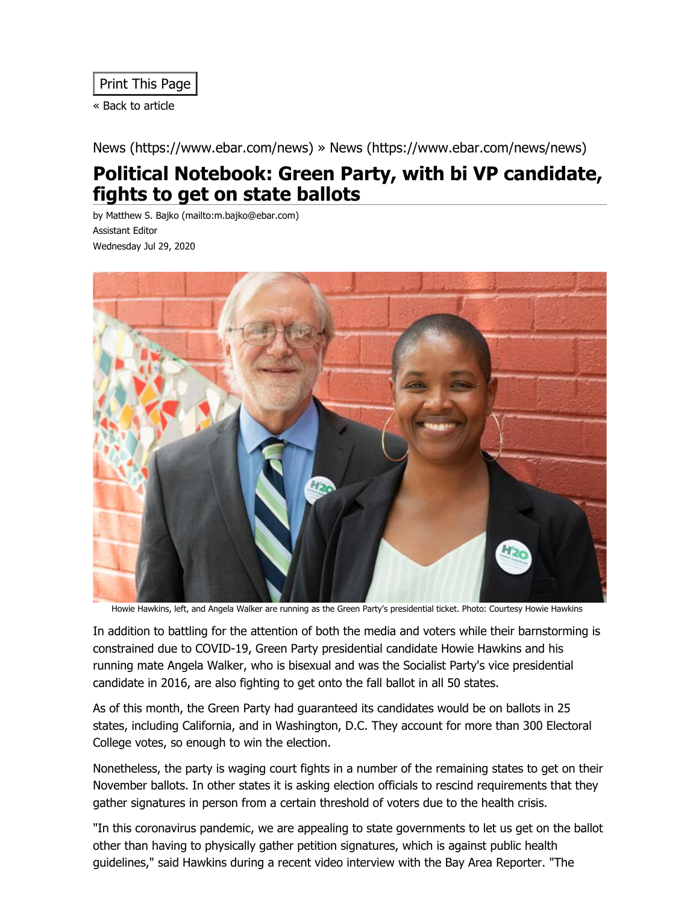Print This Page

« Back to article

News (https://www.ebar.com/news) » News (https://www.ebar.com/news/news)

# Political Notebook: Green Party, with bi VP candidate, fights to get on state ballots

by Matthew S. Bajko (mailto:m.bajko@ebar.com)
Assistant Editor
Wednesday Jul 29, 2020

Howie Hawkins, left, and Angela Walker are running as the Green Party's presidential ticket. Photo: Courtesy Howie Hawkins

In addition to battling for the attention of both the media and voters while their barnstorming is constrained due to COVID-19, Green Party presidential candidate Howie Hawkins and his running mate Angela Walker, who is bisexual and was the Socialist Party's vice presidential candidate in 2016, are also fighting to get onto the fall ballot in all 50 states.

As of this month, the Green Party had guaranteed its candidates would be on ballots in 25 states, including California, and in Washington, D.C. They account for more than 300 Electoral College votes, so enough to win the election.

Nonetheless, the party is waging court fights in a number of the remaining states to get on their November ballots. In other states it is asking election officials to rescind requirements that they gather signatures in person from a certain threshold of voters due to the health crisis.

"In this coronavirus pandemic, we are appealing to state governments to let us get on the ballot other than having to physically gather petition signatures, which is against public health guidelines," said Hawkins during a recent video interview with the Bay Area Reporter. "The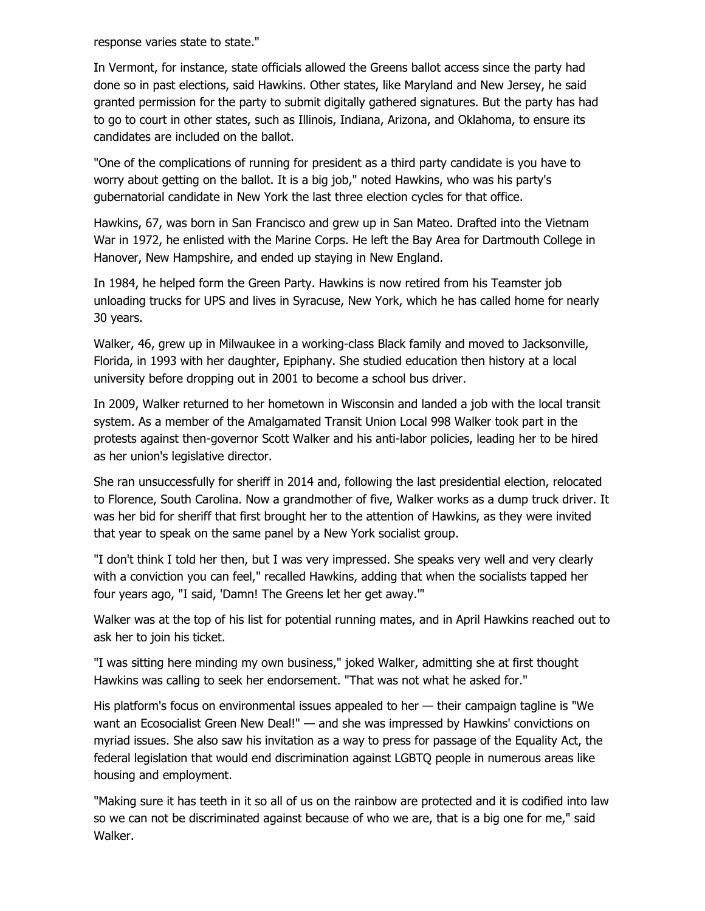response varies state to state."

In Vermont, for instance, state officials allowed the Greens ballot access since the party had done so in past elections, said Hawkins. Other states, like Maryland and New Jersey, he said granted permission for the party to submit digitally gathered signatures. But the party has had to go to court in other states, such as Illinois, Indiana, Arizona, and Oklahoma, to ensure its candidates are included on the ballot.

"One of the complications of running for president as a third party candidate is you have to worry about getting on the ballot. It is a big job," noted Hawkins, who was his party's gubernatorial candidate in New York the last three election cycles for that office.

Hawkins, 67, was born in San Francisco and grew up in San Mateo. Drafted into the Vietnam War in 1972, he enlisted with the Marine Corps. He left the Bay Area for Dartmouth College in Hanover, New Hampshire, and ended up staying in New England.

In 1984, he helped form the Green Party. Hawkins is now retired from his Teamster job unloading trucks for UPS and lives in Syracuse, New York, which he has called home for nearly 30 years.

Walker, 46, grew up in Milwaukee in a working-class Black family and moved to Jacksonville, Florida, in 1993 with her daughter, Epiphany. She studied education then history at a local university before dropping out in 2001 to become a school bus driver.

In 2009, Walker returned to her hometown in Wisconsin and landed a job with the local transit system. As a member of the Amalgamated Transit Union Local 998 Walker took part in the protests against then-governor Scott Walker and his anti-labor policies, leading her to be hired as her union's legislative director.

She ran unsuccessfully for sheriff in 2014 and, following the last presidential election, relocated to Florence, South Carolina. Now a grandmother of five, Walker works as a dump truck driver. It was her bid for sheriff that first brought her to the attention of Hawkins, as they were invited that year to speak on the same panel by a New York socialist group.

"I don't think I told her then, but I was very impressed. She speaks very well and very clearly with a conviction you can feel," recalled Hawkins, adding that when the socialists tapped her four years ago, "I said, 'Damn! The Greens let her get away.'"

Walker was at the top of his list for potential running mates, and in April Hawkins reached out to ask her to join his ticket.

"I was sitting here minding my own business," joked Walker, admitting she at first thought Hawkins was calling to seek her endorsement. "That was not what he asked for."

His platform's focus on environmental issues appealed to her — their campaign tagline is "We want an Ecosocialist Green New Deal!" — and she was impressed by Hawkins' convictions on myriad issues. She also saw his invitation as a way to press for passage of the Equality Act, the federal legislation that would end discrimination against LGBTQ people in numerous areas like housing and employment.

"Making sure it has teeth in it so all of us on the rainbow are protected and it is codified into law so we can not be discriminated against because of who we are, that is a big one for me," said Walker.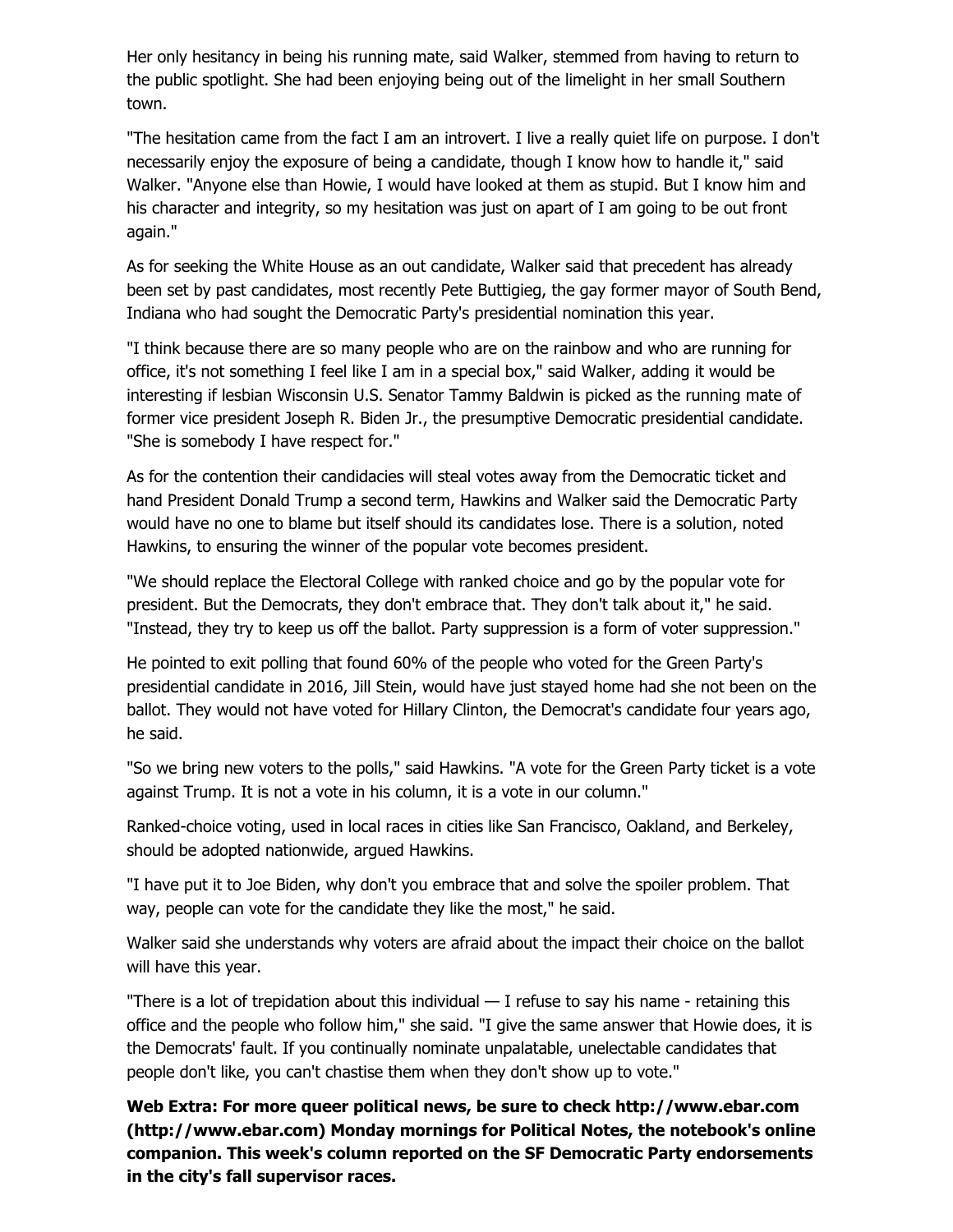Her only hesitancy in being his running mate, said Walker, stemmed from having to return to the public spotlight. She had been enjoying being out of the limelight in her small Southern town.

"The hesitation came from the fact I am an introvert. I live a really quiet life on purpose. I don't necessarily enjoy the exposure of being a candidate, though I know how to handle it," said Walker. "Anyone else than Howie, I would have looked at them as stupid. But I know him and his character and integrity, so my hesitation was just on apart of I am going to be out front again."

As for seeking the White House as an out candidate, Walker said that precedent has already been set by past candidates, most recently Pete Buttigieg, the gay former mayor of South Bend, Indiana who had sought the Democratic Party's presidential nomination this year.

"I think because there are so many people who are on the rainbow and who are running for office, it's not something I feel like I am in a special box," said Walker, adding it would be interesting if lesbian Wisconsin U.S. Senator Tammy Baldwin is picked as the running mate of former vice president Joseph R. Biden Jr., the presumptive Democratic presidential candidate. "She is somebody I have respect for."

As for the contention their candidacies will steal votes away from the Democratic ticket and hand President Donald Trump a second term, Hawkins and Walker said the Democratic Party would have no one to blame but itself should its candidates lose. There is a solution, noted Hawkins, to ensuring the winner of the popular vote becomes president.

"We should replace the Electoral College with ranked choice and go by the popular vote for president. But the Democrats, they don't embrace that. They don't talk about it," he said. "Instead, they try to keep us off the ballot. Party suppression is a form of voter suppression."

He pointed to exit polling that found 60% of the people who voted for the Green Party's presidential candidate in 2016, Jill Stein, would have just stayed home had she not been on the ballot. They would not have voted for Hillary Clinton, the Democrat's candidate four years ago, he said.

"So we bring new voters to the polls," said Hawkins. "A vote for the Green Party ticket is a vote against Trump. It is not a vote in his column, it is a vote in our column."

Ranked-choice voting, used in local races in cities like San Francisco, Oakland, and Berkeley, should be adopted nationwide, argued Hawkins.

"I have put it to Joe Biden, why don't you embrace that and solve the spoiler problem. That way, people can vote for the candidate they like the most," he said.

Walker said she understands why voters are afraid about the impact their choice on the ballot will have this year.

"There is a lot of trepidation about this individual — I refuse to say his name - retaining this office and the people who follow him," she said. "I give the same answer that Howie does, it is the Democrats' fault. If you continually nominate unpalatable, unelectable candidates that people don't like, you can't chastise them when they don't show up to vote."

**Web Extra: For more queer political news, be sure to check http://www.ebar.com (http://www.ebar.com) Monday mornings for Political Notes, the notebook's online companion. This week's column reported on the SF Democratic Party endorsements in the city's fall supervisor races.**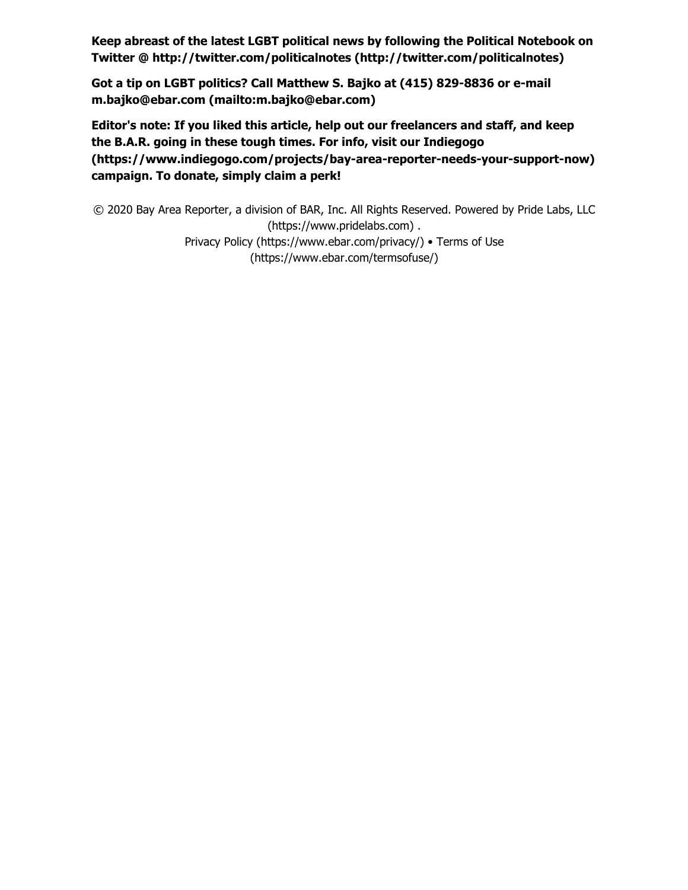**Keep abreast of the latest LGBT political news by following the Political Notebook on Twitter @ http://twitter.com/politicalnotes (http://twitter.com/politicalnotes)**

**Got a tip on LGBT politics? Call Matthew S. Bajko at (415) 829-8836 or e-mail m.bajko@ebar.com (mailto:m.bajko@ebar.com)**

**Editor's note: If you liked this article, help out our freelancers and staff, and keep the B.A.R. going in these tough times. For info, visit our Indiegogo (https://www.indiegogo.com/projects/bay-area-reporter-needs-your-support-now) campaign. To donate, simply claim a perk!**

© 2020 Bay Area Reporter, a division of BAR, Inc. All Rights Reserved. Powered by Pride Labs, LLC (https://www.pridelabs.com) .
Privacy Policy (https://www.ebar.com/privacy/) • Terms of Use (https://www.ebar.com/termsofuse/)